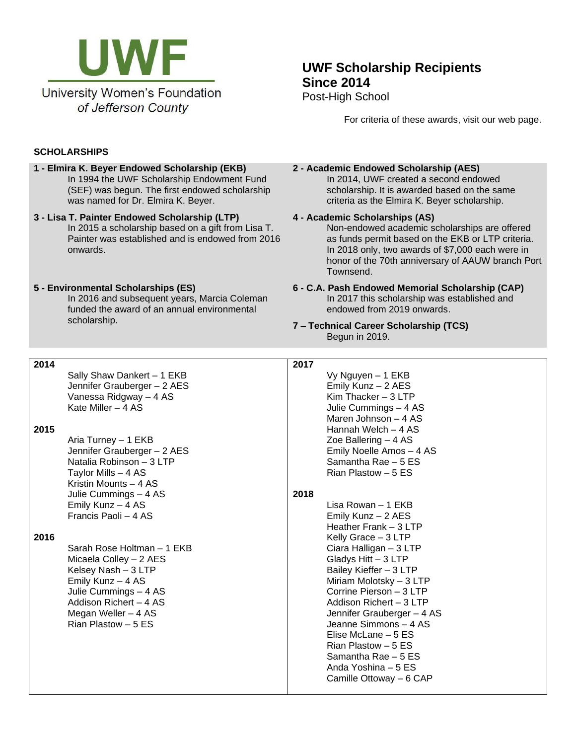**UWF**

University Women's Foundation
*of Jefferson County*

# UWF Scholarship Recipients Since 2014

Post-High School

For criteria of these awards, visit our web page.

## SCHOLARSHIPS

**1 - Elmira K. Beyer Endowed Scholarship (EKB)**
In 1994 the UWF Scholarship Endowment Fund (SEF) was begun. The first endowed scholarship was named for Dr. Elmira K. Beyer.

**2 - Academic Endowed Scholarship (AES)**
In 2014, UWF created a second endowed scholarship. It is awarded based on the same criteria as the Elmira K. Beyer scholarship.

**3 - Lisa T. Painter Endowed Scholarship (LTP)**
In 2015 a scholarship based on a gift from Lisa T. Painter was established and is endowed from 2016 onwards.

**4 - Academic Scholarships (AS)**
Non-endowed academic scholarships are offered as funds permit based on the EKB or LTP criteria. In 2018 only, two awards of $7,000 each were in honor of the 70th anniversary of AAUW branch Port Townsend.

**5 - Environmental Scholarships (ES)**
In 2016 and subsequent years, Marcia Coleman funded the award of an annual environmental scholarship.

**6 - C.A. Pash Endowed Memorial Scholarship (CAP)**
In 2017 this scholarship was established and endowed from 2019 onwards.

**7 – Technical Career Scholarship (TCS)**
Begun in 2019.

**2014**

- Sally Shaw Dankert – 1 EKB
- Jennifer Grauberger – 2 AES
- Vanessa Ridgway – 4 AS
- Kate Miller – 4 AS

**2015**

- Aria Turney – 1 EKB
- Jennifer Grauberger – 2 AES
- Natalia Robinson – 3 LTP
- Taylor Mills – 4 AS
- Kristin Mounts – 4 AS
- Julie Cummings – 4 AS
- Emily Kunz – 4 AS
- Francis Paoli – 4 AS

**2016**

- Sarah Rose Holtman – 1 EKB
- Micaela Colley – 2 AES
- Kelsey Nash – 3 LTP
- Emily Kunz – 4 AS
- Julie Cummings – 4 AS
- Addison Richert – 4 AS
- Megan Weller – 4 AS
- Rian Plastow – 5 ES

**2017**

- Vy Nguyen – 1 EKB
- Emily Kunz – 2 AES
- Kim Thacker – 3 LTP
- Julie Cummings – 4 AS
- Maren Johnson – 4 AS
- Hannah Welch – 4 AS
- Zoe Ballering – 4 AS
- Emily Noelle Amos – 4 AS
- Samantha Rae – 5 ES
- Rian Plastow – 5 ES

**2018**

- Lisa Rowan – 1 EKB
- Emily Kunz – 2 AES
- Heather Frank – 3 LTP
- Kelly Grace – 3 LTP
- Ciara Halligan – 3 LTP
- Gladys Hitt – 3 LTP
- Bailey Kieffer – 3 LTP
- Miriam Molotsky – 3 LTP
- Corrine Pierson – 3 LTP
- Addison Richert – 3 LTP
- Jennifer Grauberger – 4 AS
- Jeanne Simmons – 4 AS
- Elise McLane – 5 ES
- Rian Plastow – 5 ES
- Samantha Rae – 5 ES
- Anda Yoshina – 5 ES
- Camille Ottoway – 6 CAP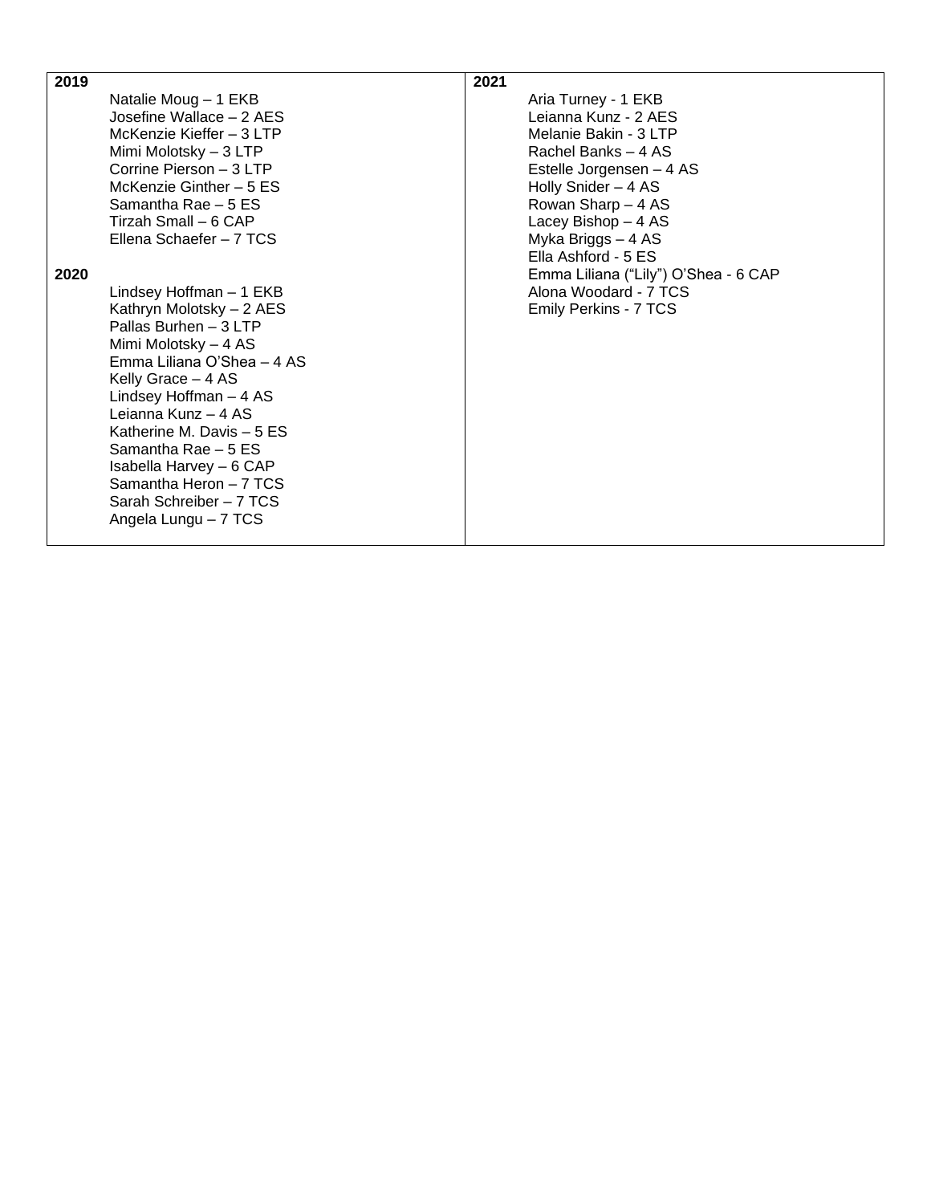**2019**

Natalie Moug – 1 EKB
Josefine Wallace – 2 AES
McKenzie Kieffer – 3 LTP
Mimi Molotsky – 3 LTP
Corrine Pierson – 3 LTP
McKenzie Ginther – 5 ES
Samantha Rae – 5 ES
Tirzah Small – 6 CAP
Ellena Schaefer – 7 TCS

**2020**

Lindsey Hoffman – 1 EKB
Kathryn Molotsky – 2 AES
Pallas Burhen – 3 LTP
Mimi Molotsky – 4 AS
Emma Liliana O'Shea – 4 AS
Kelly Grace – 4 AS
Lindsey Hoffman – 4 AS
Leianna Kunz – 4 AS
Katherine M. Davis – 5 ES
Samantha Rae – 5 ES
Isabella Harvey – 6 CAP
Samantha Heron – 7 TCS
Sarah Schreiber – 7 TCS
Angela Lungu – 7 TCS

**2021**

Aria Turney - 1 EKB
Leianna Kunz - 2 AES
Melanie Bakin - 3 LTP
Rachel Banks – 4 AS
Estelle Jorgensen – 4 AS
Holly Snider – 4 AS
Rowan Sharp – 4 AS
Lacey Bishop – 4 AS
Myka Briggs – 4 AS
Ella Ashford - 5 ES
Emma Liliana ("Lily") O'Shea - 6 CAP
Alona Woodard - 7 TCS
Emily Perkins - 7 TCS